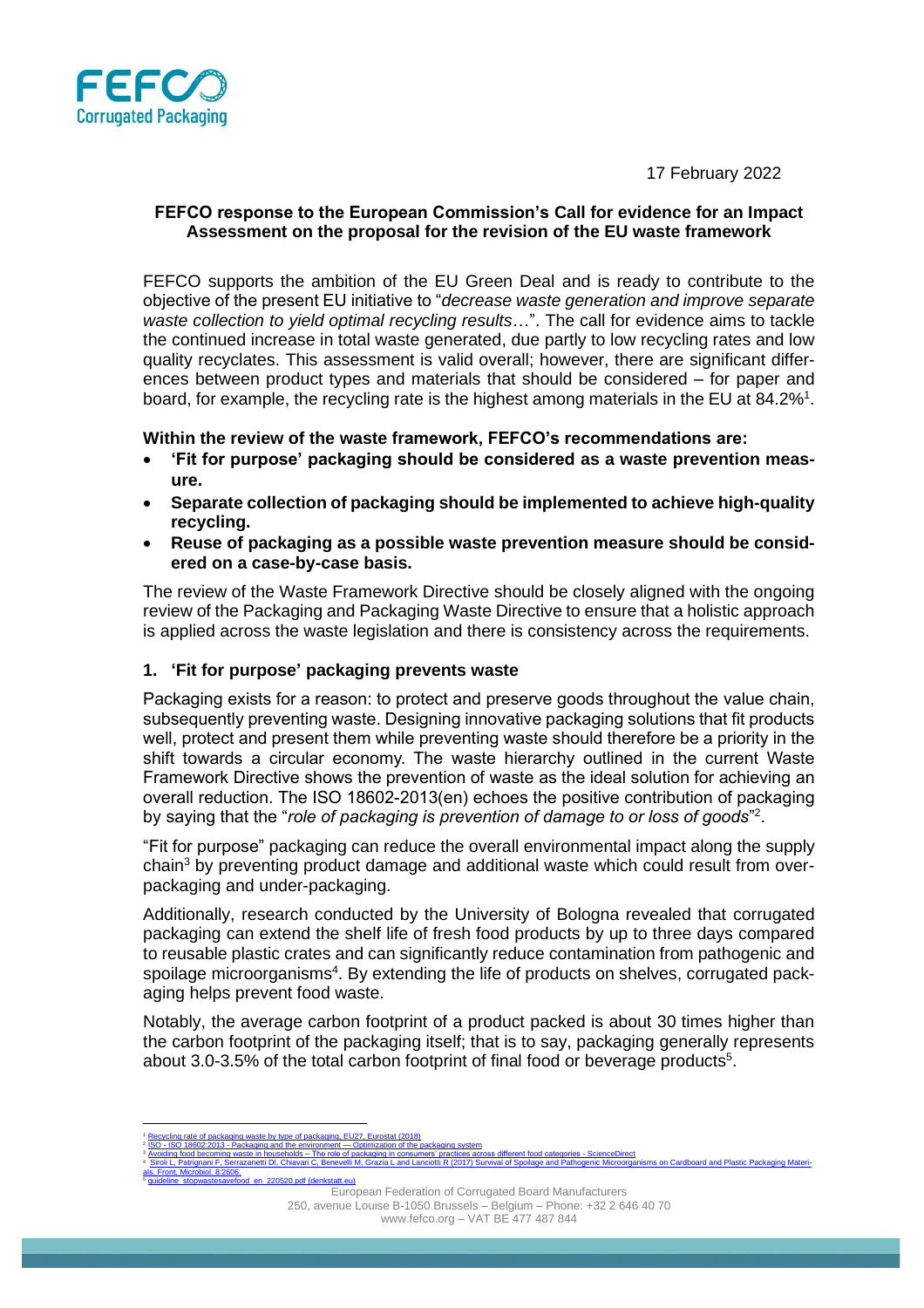17 February 2022

**FEFCO response to the European Commission's Call for evidence for an Impact Assessment on the proposal for the revision of the EU waste framework**

FEFCO supports the ambition of the EU Green Deal and is ready to contribute to the objective of the present EU initiative to "*decrease waste generation and improve separate waste collection to yield optimal recycling results*…". The call for evidence aims to tackle the continued increase in total waste generated, due partly to low recycling rates and low quality recyclates. This assessment is valid overall; however, there are significant differences between product types and materials that should be considered – for paper and board, for example, the recycling rate is the highest among materials in the EU at 84.2%[1].

**Within the review of the waste framework, FEFCO's recommendations are:**

- **'Fit for purpose' packaging should be considered as a waste prevention measure.**
- **Separate collection of packaging should be implemented to achieve high-quality recycling.**
- **Reuse of packaging as a possible waste prevention measure should be considered on a case-by-case basis.**

The review of the Waste Framework Directive should be closely aligned with the ongoing review of the Packaging and Packaging Waste Directive to ensure that a holistic approach is applied across the waste legislation and there is consistency across the requirements.

### 1. 'Fit for purpose' packaging prevents waste

Packaging exists for a reason: to protect and preserve goods throughout the value chain, subsequently preventing waste. Designing innovative packaging solutions that fit products well, protect and present them while preventing waste should therefore be a priority in the shift towards a circular economy. The waste hierarchy outlined in the current Waste Framework Directive shows the prevention of waste as the ideal solution for achieving an overall reduction. The ISO 18602-2013(en) echoes the positive contribution of packaging by saying that the "*role of packaging is prevention of damage to or loss of goods*"[2].

"Fit for purpose" packaging can reduce the overall environmental impact along the supply chain[3] by preventing product damage and additional waste which could result from over-packaging and under-packaging.

Additionally, research conducted by the University of Bologna revealed that corrugated packaging can extend the shelf life of fresh food products by up to three days compared to reusable plastic crates and can significantly reduce contamination from pathogenic and spoilage microorganisms[4]. By extending the life of products on shelves, corrugated packaging helps prevent food waste.

Notably, the average carbon footprint of a product packed is about 30 times higher than the carbon footprint of the packaging itself; that is to say, packaging generally represents about 3.0-3.5% of the total carbon footprint of final food or beverage products[5].

---

[1] Recycling rate of packaging waste by type of packaging, EU27, Eurostat (2018)
[2] ISO - ISO 18602:2013 - Packaging and the environment — Optimization of the packaging system
[3] Avoiding food becoming waste in households – The role of packaging in consumers' practices across different food categories - ScienceDirect
[4] Siroli L, Patrignani F, Serrazanetti DI, Chiavari C, Benevelli M, Grazia L and Lanciotti R (2017) Survival of Spoilage and Pathogenic Microorganisms on Cardboard and Plastic Packaging Materials. Front. Microbiol. 8:2606.
[5] guideline_stopwastesavefood_en_220520.pdf (denkstatt.eu)

European Federation of Corrugated Board Manufacturers
250, avenue Louise B-1050 Brussels – Belgium – Phone: +32 2 646 40 70
www.fefco.org – VAT BE 477 487 844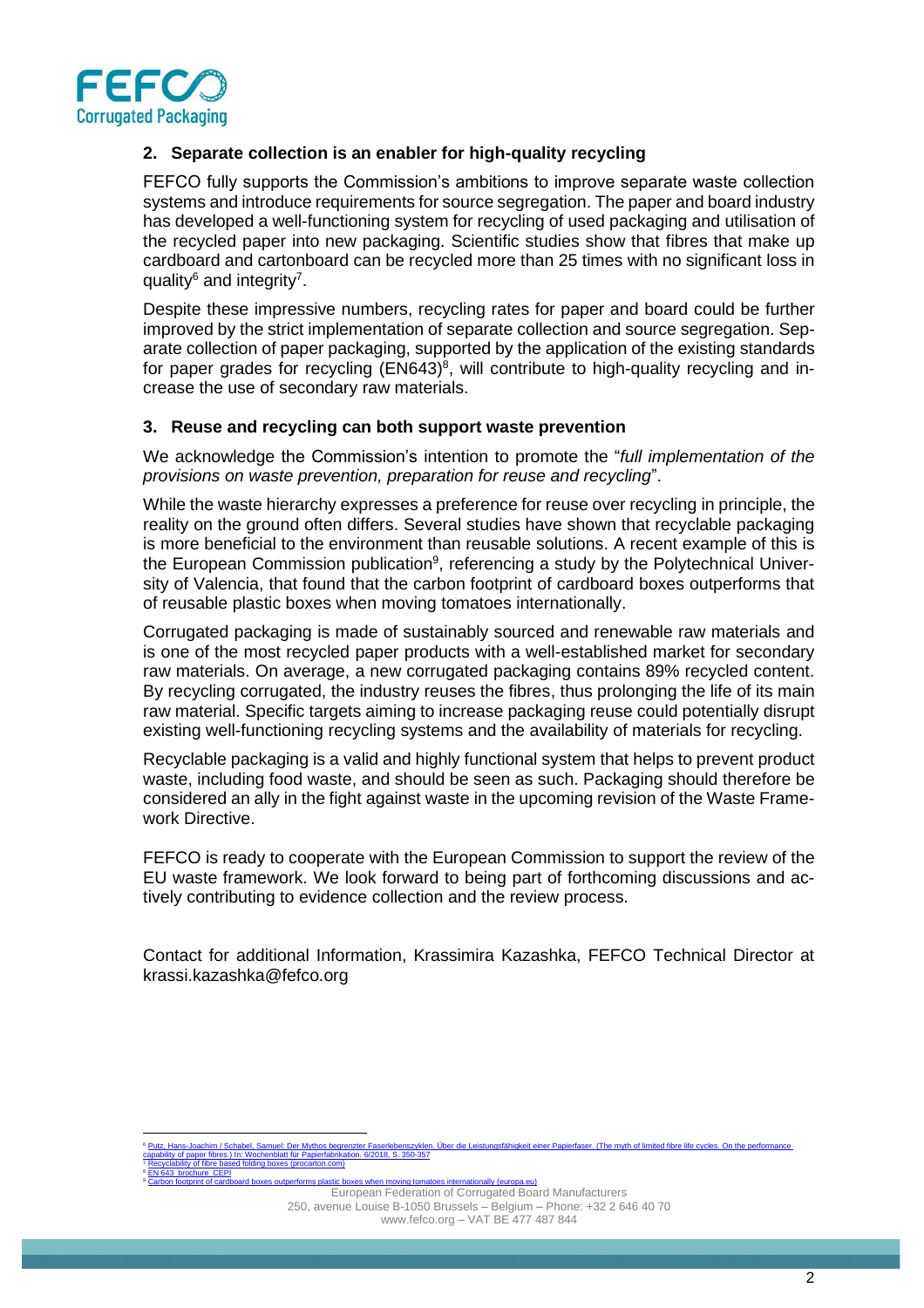## 2. Separate collection is an enabler for high-quality recycling

FEFCO fully supports the Commission's ambitions to improve separate waste collection systems and introduce requirements for source segregation. The paper and board industry has developed a well-functioning system for recycling of used packaging and utilisation of the recycled paper into new packaging. Scientific studies show that fibres that make up cardboard and cartonboard can be recycled more than 25 times with no significant loss in quality[6] and integrity[7].

Despite these impressive numbers, recycling rates for paper and board could be further improved by the strict implementation of separate collection and source segregation. Separate collection of paper packaging, supported by the application of the existing standards for paper grades for recycling (EN643)[8], will contribute to high-quality recycling and increase the use of secondary raw materials.

## 3. Reuse and recycling can both support waste prevention

We acknowledge the Commission's intention to promote the "*full implementation of the provisions on waste prevention, preparation for reuse and recycling*".

While the waste hierarchy expresses a preference for reuse over recycling in principle, the reality on the ground often differs. Several studies have shown that recyclable packaging is more beneficial to the environment than reusable solutions. A recent example of this is the European Commission publication[9], referencing a study by the Polytechnical University of Valencia, that found that the carbon footprint of cardboard boxes outperforms that of reusable plastic boxes when moving tomatoes internationally.

Corrugated packaging is made of sustainably sourced and renewable raw materials and is one of the most recycled paper products with a well-established market for secondary raw materials. On average, a new corrugated packaging contains 89% recycled content. By recycling corrugated, the industry reuses the fibres, thus prolonging the life of its main raw material. Specific targets aiming to increase packaging reuse could potentially disrupt existing well-functioning recycling systems and the availability of materials for recycling.

Recyclable packaging is a valid and highly functional system that helps to prevent product waste, including food waste, and should be seen as such. Packaging should therefore be considered an ally in the fight against waste in the upcoming revision of the Waste Framework Directive.

FEFCO is ready to cooperate with the European Commission to support the review of the EU waste framework. We look forward to being part of forthcoming discussions and actively contributing to evidence collection and the review process.

Contact for additional Information, Krassimira Kazashka, FEFCO Technical Director at krassi.kazashka@fefco.org

---

[6] Putz, Hans-Joachim / Schabel, Samuel: Der Mythos begrenzter Faserlebenszyklen. Über die Leistungsfähigkeit einer Papierfaser. (The myth of limited fibre life cycles. On the performance capability of paper fibres.) In: Wochenblatt für Papierfabrikation. 6/2018, S. 350-357

[7] Recyclability of fibre based folding boxes (procarton.com)

[8] EN 643_brochure_CEPI

[9] Carbon footprint of cardboard boxes outperforms plastic boxes when moving tomatoes internationally (europa.eu)

European Federation of Corrugated Board Manufacturers
250, avenue Louise B-1050 Brussels – Belgium – Phone: +32 2 646 40 70
www.fefco.org – VAT BE 477 487 844